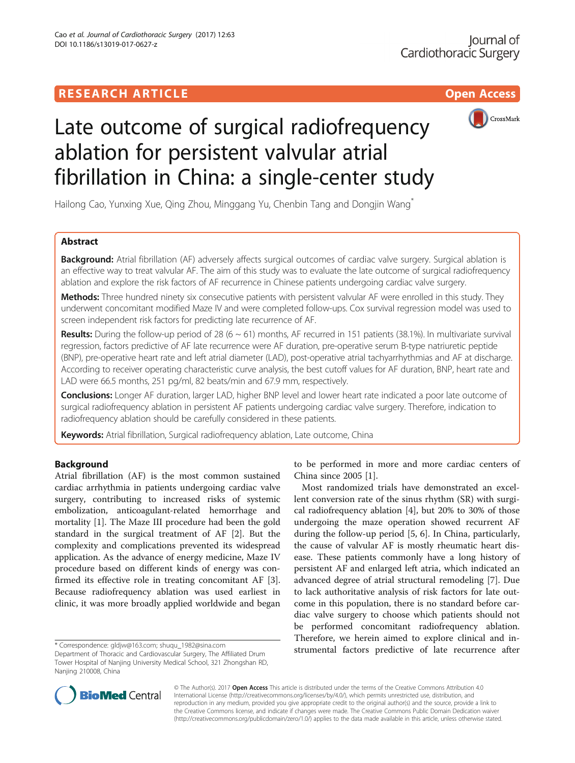RESEARCH ARTICLE

Open Access

# Late outcome of surgical radiofrequency ablation for persistent valvular atrial fibrillation in China: a single-center study

Hailong Cao, Yunxing Xue, Qing Zhou, Minggang Yu, Chenbin Tang and Dongjin Wang*

## Abstract

**Background:** Atrial fibrillation (AF) adversely affects surgical outcomes of cardiac valve surgery. Surgical ablation is an effective way to treat valvular AF. The aim of this study was to evaluate the late outcome of surgical radiofrequency ablation and explore the risk factors of AF recurrence in Chinese patients undergoing cardiac valve surgery.

**Methods:** Three hundred ninety six consecutive patients with persistent valvular AF were enrolled in this study. They underwent concomitant modified Maze IV and were completed follow-ups. Cox survival regression model was used to screen independent risk factors for predicting late recurrence of AF.

**Results:** During the follow-up period of 28 (6 ~ 61) months, AF recurred in 151 patients (38.1%). In multivariate survival regression, factors predictive of AF late recurrence were AF duration, pre-operative serum B-type natriuretic peptide (BNP), pre-operative heart rate and left atrial diameter (LAD), post-operative atrial tachyarrhythmias and AF at discharge. According to receiver operating characteristic curve analysis, the best cutoff values for AF duration, BNP, heart rate and LAD were 66.5 months, 251 pg/ml, 82 beats/min and 67.9 mm, respectively.

**Conclusions:** Longer AF duration, larger LAD, higher BNP level and lower heart rate indicated a poor late outcome of surgical radiofrequency ablation in persistent AF patients undergoing cardiac valve surgery. Therefore, indication to radiofrequency ablation should be carefully considered in these patients.

**Keywords:** Atrial fibrillation, Surgical radiofrequency ablation, Late outcome, China

## Background

Atrial fibrillation (AF) is the most common sustained cardiac arrhythmia in patients undergoing cardiac valve surgery, contributing to increased risks of systemic embolization, anticoagulant-related hemorrhage and mortality [1]. The Maze III procedure had been the gold standard in the surgical treatment of AF [2]. But the complexity and complications prevented its widespread application. As the advance of energy medicine, Maze IV procedure based on different kinds of energy was confirmed its effective role in treating concomitant AF [3]. Because radiofrequency ablation was used earliest in clinic, it was more broadly applied worldwide and began to be performed in more and more cardiac centers of China since 2005 [1].

Most randomized trials have demonstrated an excellent conversion rate of the sinus rhythm (SR) with surgical radiofrequency ablation [4], but 20% to 30% of those undergoing the maze operation showed recurrent AF during the follow-up period [5, 6]. In China, particularly, the cause of valvular AF is mostly rheumatic heart disease. These patients commonly have a long history of persistent AF and enlarged left atria, which indicated an advanced degree of atrial structural remodeling [7]. Due to lack authoritative analysis of risk factors for late outcome in this population, there is no standard before cardiac valve surgery to choose which patients should not be performed concomitant radiofrequency ablation. Therefore, we herein aimed to explore clinical and instrumental factors predictive of late recurrence after

* Correspondence: gldjw@163.com; shuqu_1982@sina.com
Department of Thoracic and Cardiovascular Surgery, The Affiliated Drum Tower Hospital of Nanjing University Medical School, 321 Zhongshan RD, Nanjing 210008, China

© The Author(s). 2017 **Open Access** This article is distributed under the terms of the Creative Commons Attribution 4.0 International License (http://creativecommons.org/licenses/by/4.0/), which permits unrestricted use, distribution, and reproduction in any medium, provided you give appropriate credit to the original author(s) and the source, provide a link to the Creative Commons license, and indicate if changes were made. The Creative Commons Public Domain Dedication waiver (http://creativecommons.org/publicdomain/zero/1.0/) applies to the data made available in this article, unless otherwise stated.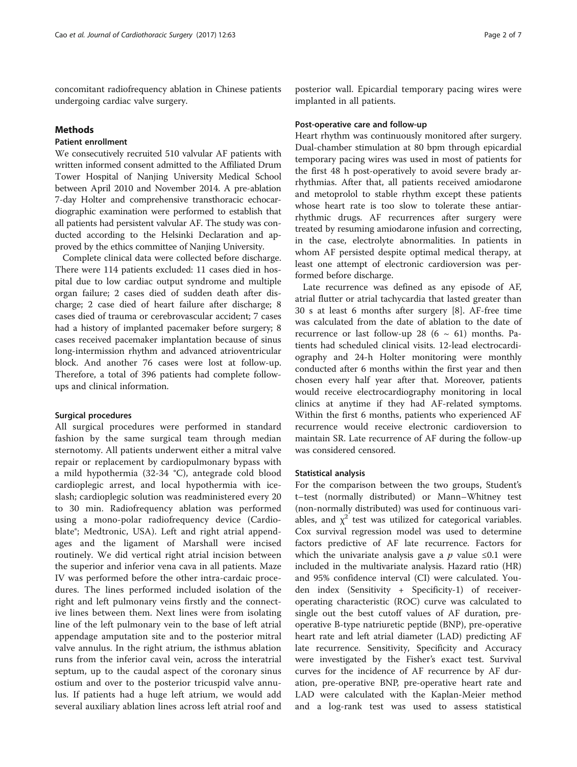concomitant radiofrequency ablation in Chinese patients undergoing cardiac valve surgery.

## Methods

### Patient enrollment

We consecutively recruited 510 valvular AF patients with written informed consent admitted to the Affiliated Drum Tower Hospital of Nanjing University Medical School between April 2010 and November 2014. A pre-ablation 7-day Holter and comprehensive transthoracic echocardiographic examination were performed to establish that all patients had persistent valvular AF. The study was conducted according to the Helsinki Declaration and approved by the ethics committee of Nanjing University.

Complete clinical data were collected before discharge. There were 114 patients excluded: 11 cases died in hospital due to low cardiac output syndrome and multiple organ failure; 2 cases died of sudden death after discharge; 2 case died of heart failure after discharge; 8 cases died of trauma or cerebrovascular accident; 7 cases had a history of implanted pacemaker before surgery; 8 cases received pacemaker implantation because of sinus long-intermission rhythm and advanced atrioventricular block. And another 76 cases were lost at follow-up. Therefore, a total of 396 patients had complete follow-ups and clinical information.

### Surgical procedures

All surgical procedures were performed in standard fashion by the same surgical team through median sternotomy. All patients underwent either a mitral valve repair or replacement by cardiopulmonary bypass with a mild hypothermia (32-34 °C), antegrade cold blood cardioplegic arrest, and local hypothermia with ice-slash; cardioplegic solution was readministered every 20 to 30 min. Radiofrequency ablation was performed using a mono-polar radiofrequency device (Cardioblate®; Medtronic, USA). Left and right atrial appendages and the ligament of Marshall were incised routinely. We did vertical right atrial incision between the superior and inferior vena cava in all patients. Maze IV was performed before the other intra-cardaic procedures. The lines performed included isolation of the right and left pulmonary veins firstly and the connective lines between them. Next lines were from isolating line of the left pulmonary vein to the base of left atrial appendage amputation site and to the posterior mitral valve annulus. In the right atrium, the isthmus ablation runs from the inferior caval vein, across the interatrial septum, up to the caudal aspect of the coronary sinus ostium and over to the posterior tricuspid valve annulus. If patients had a huge left atrium, we would add several auxiliary ablation lines across left atrial roof and posterior wall. Epicardial temporary pacing wires were implanted in all patients.

### Post-operative care and follow-up

Heart rhythm was continuously monitored after surgery. Dual-chamber stimulation at 80 bpm through epicardial temporary pacing wires was used in most of patients for the first 48 h post-operatively to avoid severe brady arrhythmias. After that, all patients received amiodarone and metoprolol to stable rhythm except these patients whose heart rate is too slow to tolerate these antiarrhythmic drugs. AF recurrences after surgery were treated by resuming amiodarone infusion and correcting, in the case, electrolyte abnormalities. In patients in whom AF persisted despite optimal medical therapy, at least one attempt of electronic cardioversion was performed before discharge.

Late recurrence was defined as any episode of AF, atrial flutter or atrial tachycardia that lasted greater than 30 s at least 6 months after surgery [8]. AF-free time was calculated from the date of ablation to the date of recurrence or last follow-up 28 (6 ~ 61) months. Patients had scheduled clinical visits. 12-lead electrocardiography and 24-h Holter monitoring were monthly conducted after 6 months within the first year and then chosen every half year after that. Moreover, patients would receive electrocardiography monitoring in local clinics at anytime if they had AF-related symptoms. Within the first 6 months, patients who experienced AF recurrence would receive electronic cardioversion to maintain SR. Late recurrence of AF during the follow-up was considered censored.

### Statistical analysis

For the comparison between the two groups, Student's t–test (normally distributed) or Mann–Whitney test (non-normally distributed) was used for continuous variables, and $\chi^2$ test was utilized for categorical variables. Cox survival regression model was used to determine factors predictive of AF late recurrence. Factors for which the univariate analysis gave a $p$ value $\leq 0.1$ were included in the multivariate analysis. Hazard ratio (HR) and 95% confidence interval (CI) were calculated. Youden index (Sensitivity + Specificity-1) of receiver-operating characteristic (ROC) curve was calculated to single out the best cutoff values of AF duration, pre-operative B-type natriuretic peptide (BNP), pre-operative heart rate and left atrial diameter (LAD) predicting AF late recurrence. Sensitivity, Specificity and Accuracy were investigated by the Fisher's exact test. Survival curves for the incidence of AF recurrence by AF duration, pre-operative BNP, pre-operative heart rate and LAD were calculated with the Kaplan-Meier method and a log-rank test was used to assess statistical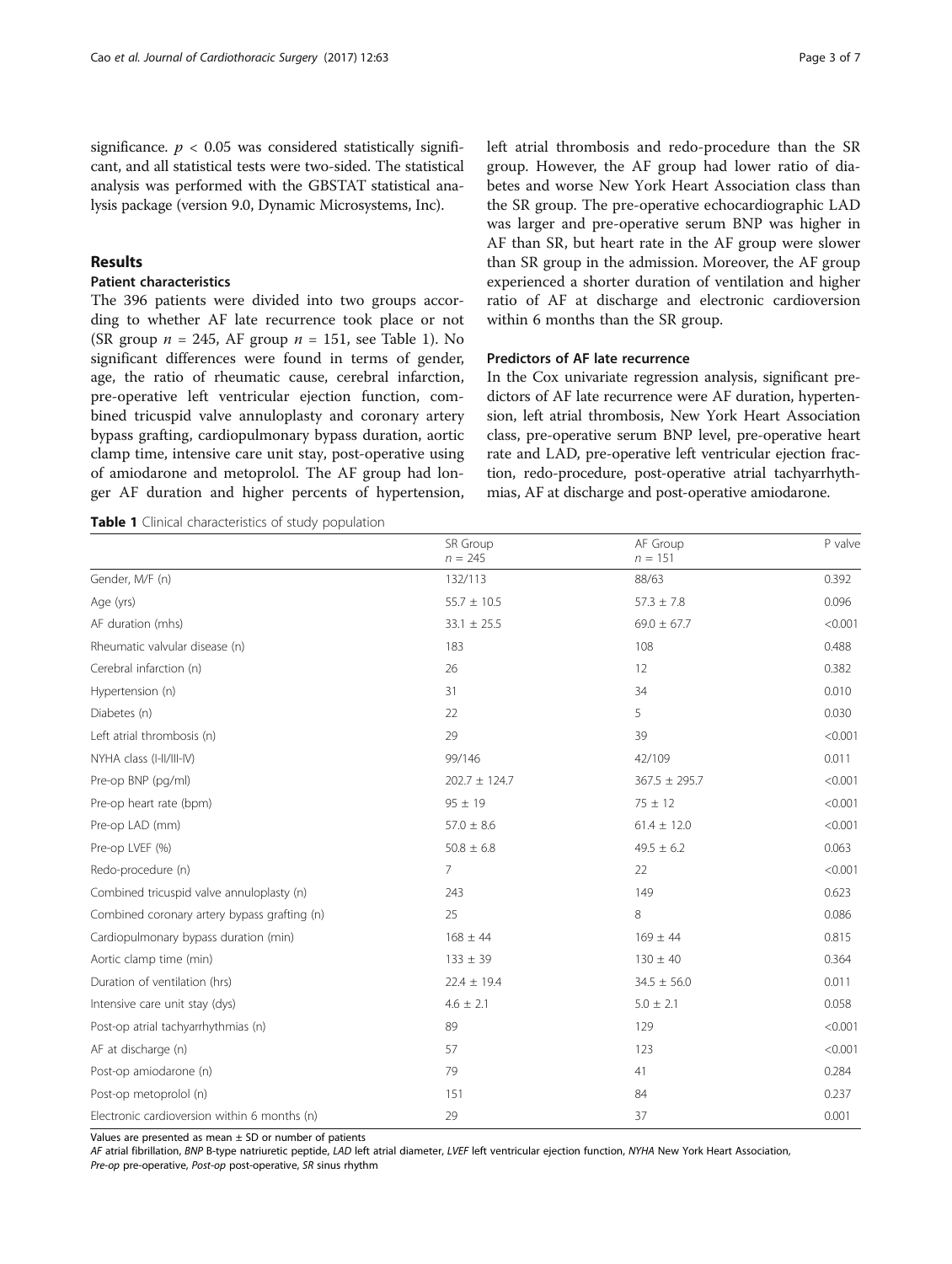significance. $p < 0.05$ was considered statistically significant, and all statistical tests were two-sided. The statistical analysis was performed with the GBSTAT statistical analysis package (version 9.0, Dynamic Microsystems, Inc).

## Results

### Patient characteristics

The 396 patients were divided into two groups according to whether AF late recurrence took place or not (SR group $n = 245$, AF group $n = 151$, see Table 1). No significant differences were found in terms of gender, age, the ratio of rheumatic cause, cerebral infarction, pre-operative left ventricular ejection function, combined tricuspid valve annuloplasty and coronary artery bypass grafting, cardiopulmonary bypass duration, aortic clamp time, intensive care unit stay, post-operative using of amiodarone and metoprolol. The AF group had longer AF duration and higher percents of hypertension, left atrial thrombosis and redo-procedure than the SR group. However, the AF group had lower ratio of diabetes and worse New York Heart Association class than the SR group. The pre-operative echocardiographic LAD was larger and pre-operative serum BNP was higher in AF than SR, but heart rate in the AF group were slower than SR group in the admission. Moreover, the AF group experienced a shorter duration of ventilation and higher ratio of AF at discharge and electronic cardioversion within 6 months than the SR group.

### Predictors of AF late recurrence

In the Cox univariate regression analysis, significant predictors of AF late recurrence were AF duration, hypertension, left atrial thrombosis, New York Heart Association class, pre-operative serum BNP level, pre-operative heart rate and LAD, pre-operative left ventricular ejection fraction, redo-procedure, post-operative atrial tachyarrhythmias, AF at discharge and post-operative amiodarone.

**Table 1** Clinical characteristics of study population

| | SR Group $n = 245$ | AF Group $n = 151$ | P valve |
|---|---|---|---|
| Gender, M/F (n) | 132/113 | 88/63 | 0.392 |
| Age (yrs) | 55.7 ± 10.5 | 57.3 ± 7.8 | 0.096 |
| AF duration (mhs) | 33.1 ± 25.5 | 69.0 ± 67.7 | <0.001 |
| Rheumatic valvular disease (n) | 183 | 108 | 0.488 |
| Cerebral infarction (n) | 26 | 12 | 0.382 |
| Hypertension (n) | 31 | 34 | 0.010 |
| Diabetes (n) | 22 | 5 | 0.030 |
| Left atrial thrombosis (n) | 29 | 39 | <0.001 |
| NYHA class (I-II/III-IV) | 99/146 | 42/109 | 0.011 |
| Pre-op BNP (pg/ml) | 202.7 ± 124.7 | 367.5 ± 295.7 | <0.001 |
| Pre-op heart rate (bpm) | 95 ± 19 | 75 ± 12 | <0.001 |
| Pre-op LAD (mm) | 57.0 ± 8.6 | 61.4 ± 12.0 | <0.001 |
| Pre-op LVEF (%) | 50.8 ± 6.8 | 49.5 ± 6.2 | 0.063 |
| Redo-procedure (n) | 7 | 22 | <0.001 |
| Combined tricuspid valve annuloplasty (n) | 243 | 149 | 0.623 |
| Combined coronary artery bypass grafting (n) | 25 | 8 | 0.086 |
| Cardiopulmonary bypass duration (min) | 168 ± 44 | 169 ± 44 | 0.815 |
| Aortic clamp time (min) | 133 ± 39 | 130 ± 40 | 0.364 |
| Duration of ventilation (hrs) | 22.4 ± 19.4 | 34.5 ± 56.0 | 0.011 |
| Intensive care unit stay (dys) | 4.6 ± 2.1 | 5.0 ± 2.1 | 0.058 |
| Post-op atrial tachyarrhythmias (n) | 89 | 129 | <0.001 |
| AF at discharge (n) | 57 | 123 | <0.001 |
| Post-op amiodarone (n) | 79 | 41 | 0.284 |
| Post-op metoprolol (n) | 151 | 84 | 0.237 |
| Electronic cardioversion within 6 months (n) | 29 | 37 | 0.001 |

Values are presented as mean ± SD or number of patients

*AF* atrial fibrillation, *BNP* B-type natriuretic peptide, *LAD* left atrial diameter, *LVEF* left ventricular ejection function, *NYHA* New York Heart Association, *Pre-op* pre-operative, *Post-op* post-operative, *SR* sinus rhythm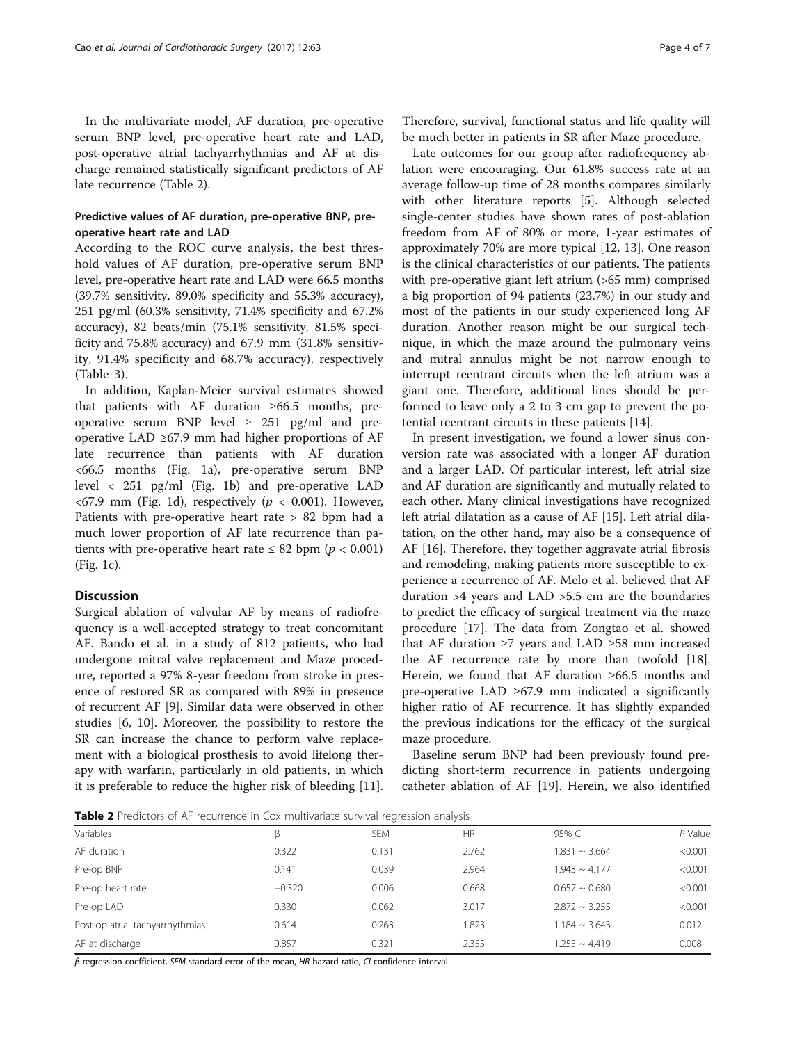In the multivariate model, AF duration, pre-operative serum BNP level, pre-operative heart rate and LAD, post-operative atrial tachyarrhythmias and AF at discharge remained statistically significant predictors of AF late recurrence (Table 2).

### Predictive values of AF duration, pre-operative BNP, pre-operative heart rate and LAD

According to the ROC curve analysis, the best threshold values of AF duration, pre-operative serum BNP level, pre-operative heart rate and LAD were 66.5 months (39.7% sensitivity, 89.0% specificity and 55.3% accuracy), 251 pg/ml (60.3% sensitivity, 71.4% specificity and 67.2% accuracy), 82 beats/min (75.1% sensitivity, 81.5% specificity and 75.8% accuracy) and 67.9 mm (31.8% sensitivity, 91.4% specificity and 68.7% accuracy), respectively (Table 3).

In addition, Kaplan-Meier survival estimates showed that patients with AF duration ≥66.5 months, pre-operative serum BNP level ≥ 251 pg/ml and pre-operative LAD ≥67.9 mm had higher proportions of AF late recurrence than patients with AF duration <66.5 months (Fig. 1a), pre-operative serum BNP level < 251 pg/ml (Fig. 1b) and pre-operative LAD <67.9 mm (Fig. 1d), respectively ($p < 0.001$). However, Patients with pre-operative heart rate > 82 bpm had a much lower proportion of AF late recurrence than patients with pre-operative heart rate ≤ 82 bpm ($p < 0.001$) (Fig. 1c).

## Discussion

Surgical ablation of valvular AF by means of radiofrequency is a well-accepted strategy to treat concomitant AF. Bando et al. in a study of 812 patients, who had undergone mitral valve replacement and Maze procedure, reported a 97% 8-year freedom from stroke in presence of restored SR as compared with 89% in presence of recurrent AF [9]. Similar data were observed in other studies [6, 10]. Moreover, the possibility to restore the SR can increase the chance to perform valve replacement with a biological prosthesis to avoid lifelong therapy with warfarin, particularly in old patients, in which it is preferable to reduce the higher risk of bleeding [11]. Therefore, survival, functional status and life quality will be much better in patients in SR after Maze procedure.

Late outcomes for our group after radiofrequency ablation were encouraging. Our 61.8% success rate at an average follow-up time of 28 months compares similarly with other literature reports [5]. Although selected single-center studies have shown rates of post-ablation freedom from AF of 80% or more, 1-year estimates of approximately 70% are more typical [12, 13]. One reason is the clinical characteristics of our patients. The patients with pre-operative giant left atrium (>65 mm) comprised a big proportion of 94 patients (23.7%) in our study and most of the patients in our study experienced long AF duration. Another reason might be our surgical technique, in which the maze around the pulmonary veins and mitral annulus might be not narrow enough to interrupt reentrant circuits when the left atrium was a giant one. Therefore, additional lines should be performed to leave only a 2 to 3 cm gap to prevent the potential reentrant circuits in these patients [14].

In present investigation, we found a lower sinus conversion rate was associated with a longer AF duration and a larger LAD. Of particular interest, left atrial size and AF duration are significantly and mutually related to each other. Many clinical investigations have recognized left atrial dilatation as a cause of AF [15]. Left atrial dilatation, on the other hand, may also be a consequence of AF [16]. Therefore, they together aggravate atrial fibrosis and remodeling, making patients more susceptible to experience a recurrence of AF. Melo et al. believed that AF duration >4 years and LAD >5.5 cm are the boundaries to predict the efficacy of surgical treatment via the maze procedure [17]. The data from Zongtao et al. showed that AF duration ≥7 years and LAD ≥58 mm increased the AF recurrence rate by more than twofold [18]. Herein, we found that AF duration ≥66.5 months and pre-operative LAD ≥67.9 mm indicated a significantly higher ratio of AF recurrence. It has slightly expanded the previous indications for the efficacy of the surgical maze procedure.

Baseline serum BNP had been previously found predicting short-term recurrence in patients undergoing catheter ablation of AF [19]. Herein, we also identified

**Table 2** Predictors of AF recurrence in Cox multivariate survival regression analysis

| Variables | β | SEM | HR | 95% CI | P Value |
|---|---|---|---|---|---|
| AF duration | 0.322 | 0.131 | 2.762 | 1.831 ~ 3.664 | <0.001 |
| Pre-op BNP | 0.141 | 0.039 | 2.964 | 1.943 ~ 4.177 | <0.001 |
| Pre-op heart rate | −0.320 | 0.006 | 0.668 | 0.657 ~ 0.680 | <0.001 |
| Pre-op LAD | 0.330 | 0.062 | 3.017 | 2.872 ~ 3.255 | <0.001 |
| Post-op atrial tachyarrhythmias | 0.614 | 0.263 | 1.823 | 1.184 ~ 3.643 | 0.012 |
| AF at discharge | 0.857 | 0.321 | 2.355 | 1.255 ~ 4.419 | 0.008 |

*β* regression coefficient, *SEM* standard error of the mean, *HR* hazard ratio, *CI* confidence interval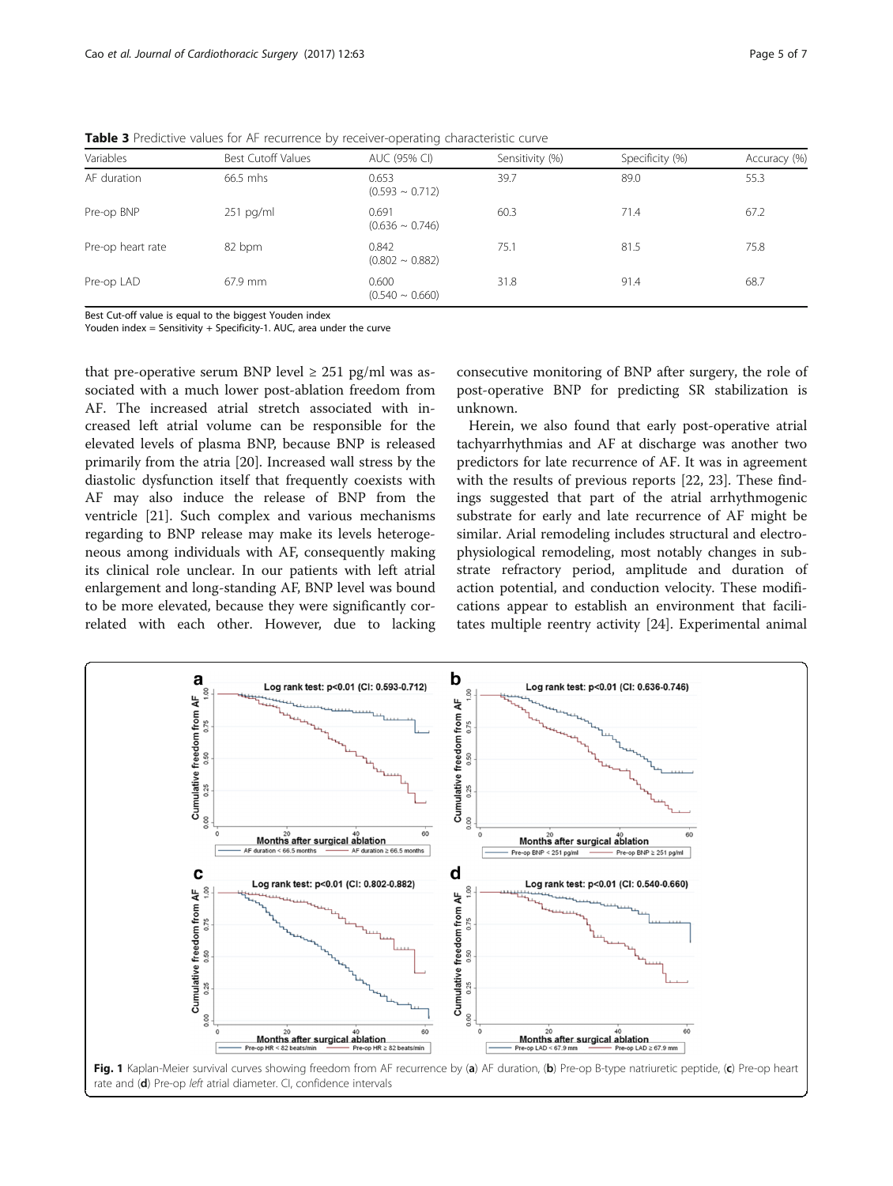**Table 3** Predictive values for AF recurrence by receiver-operating characteristic curve

| Variables | Best Cutoff Values | AUC (95% CI) | Sensitivity (%) | Specificity (%) | Accuracy (%) |
|---|---|---|---|---|---|
| AF duration | 66.5 mhs | 0.653 (0.593 ~ 0.712) | 39.7 | 89.0 | 55.3 |
| Pre-op BNP | 251 pg/ml | 0.691 (0.636 ~ 0.746) | 60.3 | 71.4 | 67.2 |
| Pre-op heart rate | 82 bpm | 0.842 (0.802 ~ 0.882) | 75.1 | 81.5 | 75.8 |
| Pre-op LAD | 67.9 mm | 0.600 (0.540 ~ 0.660) | 31.8 | 91.4 | 68.7 |

Best Cut-off value is equal to the biggest Youden index
Youden index = Sensitivity + Specificity-1. AUC, area under the curve

that pre-operative serum BNP level ≥ 251 pg/ml was associated with a much lower post-ablation freedom from AF. The increased atrial stretch associated with increased left atrial volume can be responsible for the elevated levels of plasma BNP, because BNP is released primarily from the atria [20]. Increased wall stress by the diastolic dysfunction itself that frequently coexists with AF may also induce the release of BNP from the ventricle [21]. Such complex and various mechanisms regarding to BNP release may make its levels heterogeneous among individuals with AF, consequently making its clinical role unclear. In our patients with left atrial enlargement and long-standing AF, BNP level was bound to be more elevated, because they were significantly correlated with each other. However, due to lacking consecutive monitoring of BNP after surgery, the role of post-operative BNP for predicting SR stabilization is unknown.

Herein, we also found that early post-operative atrial tachyarrhythmias and AF at discharge was another two predictors for late recurrence of AF. It was in agreement with the results of previous reports [22, 23]. These findings suggested that part of the atrial arrhythmogenic substrate for early and late recurrence of AF might be similar. Arial remodeling includes structural and electrophysiological remodeling, most notably changes in substrate refractory period, amplitude and duration of action potential, and conduction velocity. These modifications appear to establish an environment that facilitates multiple reentry activity [24]. Experimental animal

**Fig. 1** Kaplan-Meier survival curves showing freedom from AF recurrence by (**a**) AF duration, (**b**) Pre-op B-type natriuretic peptide, (**c**) Pre-op heart rate and (**d**) Pre-op *left* atrial diameter. CI, confidence intervals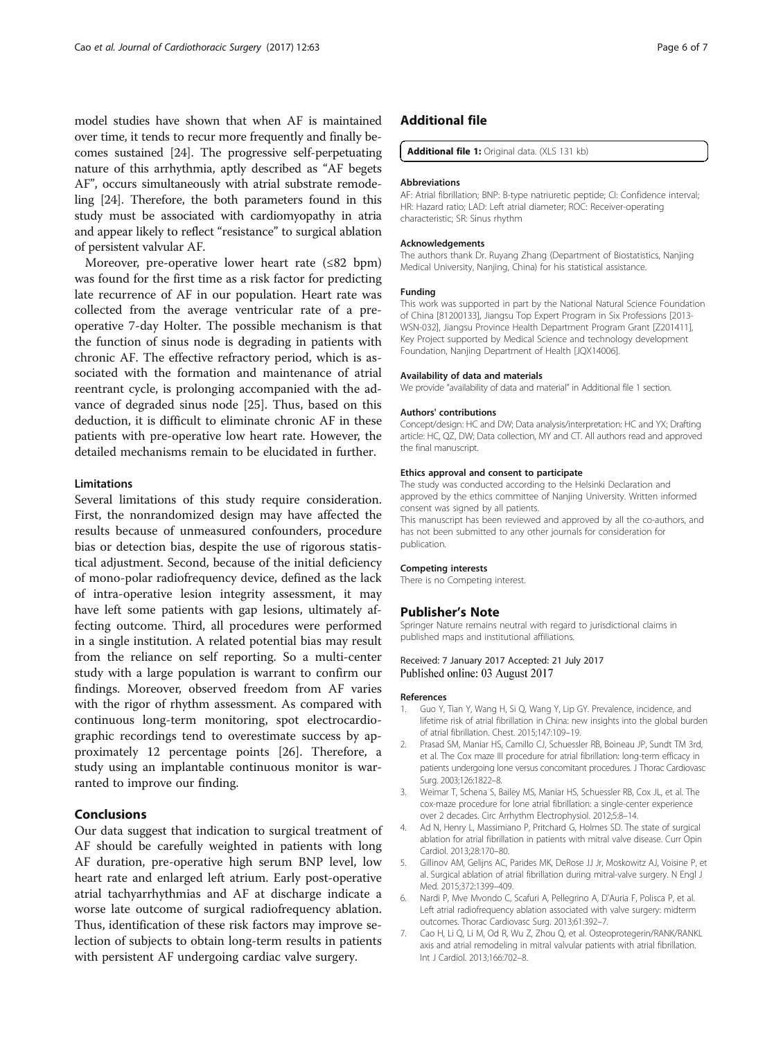model studies have shown that when AF is maintained over time, it tends to recur more frequently and finally becomes sustained [24]. The progressive self-perpetuating nature of this arrhythmia, aptly described as "AF begets AF", occurs simultaneously with atrial substrate remodeling [24]. Therefore, the both parameters found in this study must be associated with cardiomyopathy in atria and appear likely to reflect "resistance" to surgical ablation of persistent valvular AF.

Moreover, pre-operative lower heart rate (≤82 bpm) was found for the first time as a risk factor for predicting late recurrence of AF in our population. Heart rate was collected from the average ventricular rate of a pre-operative 7-day Holter. The possible mechanism is that the function of sinus node is degrading in patients with chronic AF. The effective refractory period, which is associated with the formation and maintenance of atrial reentrant cycle, is prolonging accompanied with the advance of degraded sinus node [25]. Thus, based on this deduction, it is difficult to eliminate chronic AF in these patients with pre-operative low heart rate. However, the detailed mechanisms remain to be elucidated in further.

### Limitations

Several limitations of this study require consideration. First, the nonrandomized design may have affected the results because of unmeasured confounders, procedure bias or detection bias, despite the use of rigorous statistical adjustment. Second, because of the initial deficiency of mono-polar radiofrequency device, defined as the lack of intra-operative lesion integrity assessment, it may have left some patients with gap lesions, ultimately affecting outcome. Third, all procedures were performed in a single institution. A related potential bias may result from the reliance on self reporting. So a multi-center study with a large population is warrant to confirm our findings. Moreover, observed freedom from AF varies with the rigor of rhythm assessment. As compared with continuous long-term monitoring, spot electrocardiographic recordings tend to overestimate success by approximately 12 percentage points [26]. Therefore, a study using an implantable continuous monitor is warranted to improve our finding.

## Conclusions

Our data suggest that indication to surgical treatment of AF should be carefully weighted in patients with long AF duration, pre-operative high serum BNP level, low heart rate and enlarged left atrium. Early post-operative atrial tachyarrhythmias and AF at discharge indicate a worse late outcome of surgical radiofrequency ablation. Thus, identification of these risk factors may improve selection of subjects to obtain long-term results in patients with persistent AF undergoing cardiac valve surgery.

## Additional file

**Additional file 1:** Original data. (XLS 131 kb)

#### Abbreviations

AF: Atrial fibrillation; BNP: B-type natriuretic peptide; CI: Confidence interval; HR: Hazard ratio; LAD: Left atrial diameter; ROC: Receiver-operating characteristic; SR: Sinus rhythm

#### Acknowledgements

The authors thank Dr. Ruyang Zhang (Department of Biostatistics, Nanjing Medical University, Nanjing, China) for his statistical assistance.

#### Funding

This work was supported in part by the National Natural Science Foundation of China [81200133], Jiangsu Top Expert Program in Six Professions [2013-WSN-032], Jiangsu Province Health Department Program Grant [Z201411], Key Project supported by Medical Science and technology development Foundation, Nanjing Department of Health [JQX14006].

#### Availability of data and materials

We provide "availability of data and material" in Additional file 1 section.

#### Authors' contributions

Concept/design: HC and DW; Data analysis/interpretation: HC and YX; Drafting article: HC, QZ, DW; Data collection, MY and CT. All authors read and approved the final manuscript.

#### Ethics approval and consent to participate

The study was conducted according to the Helsinki Declaration and approved by the ethics committee of Nanjing University. Written informed consent was signed by all patients.

This manuscript has been reviewed and approved by all the co-authors, and has not been submitted to any other journals for consideration for publication.

#### Competing interests

There is no Competing interest.

## Publisher's Note

Springer Nature remains neutral with regard to jurisdictional claims in published maps and institutional affiliations.

Received: 7 January 2017 Accepted: 21 July 2017
Published online: 03 August 2017

#### References

1. Guo Y, Tian Y, Wang H, Si Q, Wang Y, Lip GY. Prevalence, incidence, and lifetime risk of atrial fibrillation in China: new insights into the global burden of atrial fibrillation. Chest. 2015;147:109–19.
2. Prasad SM, Maniar HS, Camillo CJ, Schuessler RB, Boineau JP, Sundt TM 3rd, et al. The Cox maze III procedure for atrial fibrillation: long-term efficacy in patients undergoing lone versus concomitant procedures. J Thorac Cardiovasc Surg. 2003;126:1822–8.
3. Weimar T, Schena S, Bailey MS, Maniar HS, Schuessler RB, Cox JL, et al. The cox-maze procedure for lone atrial fibrillation: a single-center experience over 2 decades. Circ Arrhythm Electrophysiol. 2012;5:8–14.
4. Ad N, Henry L, Massimiano P, Pritchard G, Holmes SD. The state of surgical ablation for atrial fibrillation in patients with mitral valve disease. Curr Opin Cardiol. 2013;28:170–80.
5. Gillinov AM, Gelijns AC, Parides MK, DeRose JJ Jr, Moskowitz AJ, Voisine P, et al. Surgical ablation of atrial fibrillation during mitral-valve surgery. N Engl J Med. 2015;372:1399–409.
6. Nardi P, Mve Mvondo C, Scafuri A, Pellegrino A, D'Auria F, Polisca P, et al. Left atrial radiofrequency ablation associated with valve surgery: midterm outcomes. Thorac Cardiovasc Surg. 2013;61:392–7.
7. Cao H, Li Q, Li M, Od R, Wu Z, Zhou Q, et al. Osteoprotegerin/RANK/RANKL axis and atrial remodeling in mitral valvular patients with atrial fibrillation. Int J Cardiol. 2013;166:702–8.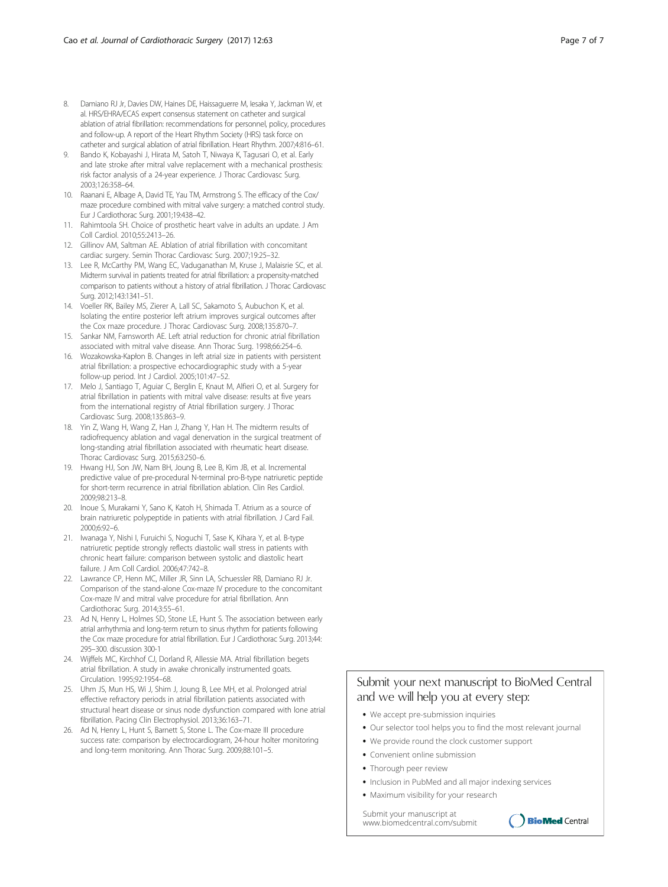8. Damiano RJ Jr, Davies DW, Haines DE, Haissaguerre M, Iesaka Y, Jackman W, et al. HRS/EHRA/ECAS expert consensus statement on catheter and surgical ablation of atrial fibrillation: recommendations for personnel, policy, procedures and follow-up. A report of the Heart Rhythm Society (HRS) task force on catheter and surgical ablation of atrial fibrillation. Heart Rhythm. 2007;4:816–61.
9. Bando K, Kobayashi J, Hirata M, Satoh T, Niwaya K, Tagusari O, et al. Early and late stroke after mitral valve replacement with a mechanical prosthesis: risk factor analysis of a 24-year experience. J Thorac Cardiovasc Surg. 2003;126:358–64.
10. Raanani E, Albage A, David TE, Yau TM, Armstrong S. The efficacy of the Cox/maze procedure combined with mitral valve surgery: a matched control study. Eur J Cardiothorac Surg. 2001;19:438–42.
11. Rahimtoola SH. Choice of prosthetic heart valve in adults an update. J Am Coll Cardiol. 2010;55:2413–26.
12. Gillinov AM, Saltman AE. Ablation of atrial fibrillation with concomitant cardiac surgery. Semin Thorac Cardiovasc Surg. 2007;19:25–32.
13. Lee R, McCarthy PM, Wang EC, Vaduganathan M, Kruse J, Malaisrie SC, et al. Midterm survival in patients treated for atrial fibrillation: a propensity-matched comparison to patients without a history of atrial fibrillation. J Thorac Cardiovasc Surg. 2012;143:1341–51.
14. Voeller RK, Bailey MS, Zierer A, Lall SC, Sakamoto S, Aubuchon K, et al. Isolating the entire posterior left atrium improves surgical outcomes after the Cox maze procedure. J Thorac Cardiovasc Surg. 2008;135:870–7.
15. Sankar NM, Farnsworth AE. Left atrial reduction for chronic atrial fibrillation associated with mitral valve disease. Ann Thorac Surg. 1998;66:254–6.
16. Wozakowska-Kapłon B. Changes in left atrial size in patients with persistent atrial fibrillation: a prospective echocardiographic study with a 5-year follow-up period. Int J Cardiol. 2005;101:47–52.
17. Melo J, Santiago T, Aguiar C, Berglin E, Knaut M, Alfieri O, et al. Surgery for atrial fibrillation in patients with mitral valve disease: results at five years from the international registry of Atrial fibrillation surgery. J Thorac Cardiovasc Surg. 2008;135:863–9.
18. Yin Z, Wang H, Wang Z, Han J, Zhang Y, Han H. The midterm results of radiofrequency ablation and vagal denervation in the surgical treatment of long-standing atrial fibrillation associated with rheumatic heart disease. Thorac Cardiovasc Surg. 2015;63:250–6.
19. Hwang HJ, Son JW, Nam BH, Joung B, Lee B, Kim JB, et al. Incremental predictive value of pre-procedural N-terminal pro-B-type natriuretic peptide for short-term recurrence in atrial fibrillation ablation. Clin Res Cardiol. 2009;98:213–8.
20. Inoue S, Murakami Y, Sano K, Katoh H, Shimada T. Atrium as a source of brain natriuretic polypeptide in patients with atrial fibrillation. J Card Fail. 2000;6:92–6.
21. Iwanaga Y, Nishi I, Furuichi S, Noguchi T, Sase K, Kihara Y, et al. B-type natriuretic peptide strongly reflects diastolic wall stress in patients with chronic heart failure: comparison between systolic and diastolic heart failure. J Am Coll Cardiol. 2006;47:742–8.
22. Lawrance CP, Henn MC, Miller JR, Sinn LA, Schuessler RB, Damiano RJ Jr. Comparison of the stand-alone Cox-maze IV procedure to the concomitant Cox-maze IV and mitral valve procedure for atrial fibrillation. Ann Cardiothorac Surg. 2014;3:55–61.
23. Ad N, Henry L, Holmes SD, Stone LE, Hunt S. The association between early atrial arrhythmia and long-term return to sinus rhythm for patients following the Cox maze procedure for atrial fibrillation. Eur J Cardiothorac Surg. 2013;44: 295–300. discussion 300-1
24. Wijffels MC, Kirchhof CJ, Dorland R, Allessie MA. Atrial fibrillation begets atrial fibrillation. A study in awake chronically instrumented goats. Circulation. 1995;92:1954–68.
25. Uhm JS, Mun HS, Wi J, Shim J, Joung B, Lee MH, et al. Prolonged atrial effective refractory periods in atrial fibrillation patients associated with structural heart disease or sinus node dysfunction compared with lone atrial fibrillation. Pacing Clin Electrophysiol. 2013;36:163–71.
26. Ad N, Henry L, Hunt S, Barnett S, Stone L. The Cox-maze III procedure success rate: comparison by electrocardiogram, 24-hour holter monitoring and long-term monitoring. Ann Thorac Surg. 2009;88:101–5.

Submit your next manuscript to BioMed Central and we will help you at every step:

- We accept pre-submission inquiries
- Our selector tool helps you to find the most relevant journal
- We provide round the clock customer support
- Convenient online submission
- Thorough peer review
- Inclusion in PubMed and all major indexing services
- Maximum visibility for your research

Submit your manuscript at
www.biomedcentral.com/submit

BioMed Central